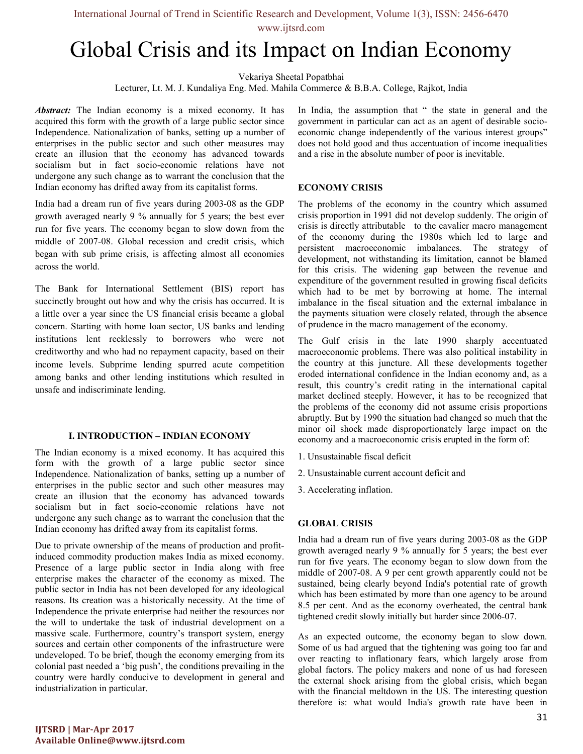# Global Crisis and its Impact on Indian Economy

Vekariya Sheetal Popatbhai

Lecturer, Lt. M. J. Kundaliya Eng. Med. Mahila Commerce & B.B.A. College, Rajkot, India

***Abstract:*** The Indian economy is a mixed economy. It has acquired this form with the growth of a large public sector since Independence. Nationalization of banks, setting up a number of enterprises in the public sector and such other measures may create an illusion that the economy has advanced towards socialism but in fact socio-economic relations have not undergone any such change as to warrant the conclusion that the Indian economy has drifted away from its capitalist forms.

India had a dream run of five years during 2003-08 as the GDP growth averaged nearly 9 % annually for 5 years; the best ever run for five years. The economy began to slow down from the middle of 2007-08. Global recession and credit crisis, which began with sub prime crisis, is affecting almost all economies across the world.

The Bank for International Settlement (BIS) report has succinctly brought out how and why the crisis has occurred. It is a little over a year since the US financial crisis became a global concern. Starting with home loan sector, US banks and lending institutions lent recklessly to borrowers who were not creditworthy and who had no repayment capacity, based on their income levels. Subprime lending spurred acute competition among banks and other lending institutions which resulted in unsafe and indiscriminate lending.

## I. INTRODUCTION – INDIAN ECONOMY

The Indian economy is a mixed economy. It has acquired this form with the growth of a large public sector since Independence. Nationalization of banks, setting up a number of enterprises in the public sector and such other measures may create an illusion that the economy has advanced towards socialism but in fact socio-economic relations have not undergone any such change as to warrant the conclusion that the Indian economy has drifted away from its capitalist forms.

Due to private ownership of the means of production and profit-induced commodity production makes India as mixed economy. Presence of a large public sector in India along with free enterprise makes the character of the economy as mixed. The public sector in India has not been developed for any ideological reasons. Its creation was a historically necessity. At the time of Independence the private enterprise had neither the resources nor the will to undertake the task of industrial development on a massive scale. Furthermore, country's transport system, energy sources and certain other components of the infrastructure were undeveloped. To be brief, though the economy emerging from its colonial past needed a 'big push', the conditions prevailing in the country were hardly conducive to development in general and industrialization in particular.

In India, the assumption that " the state in general and the government in particular can act as an agent of desirable socio-economic change independently of the various interest groups" does not hold good and thus accentuation of income inequalities and a rise in the absolute number of poor is inevitable.

## ECONOMY CRISIS

The problems of the economy in the country which assumed crisis proportion in 1991 did not develop suddenly. The origin of crisis is directly attributable to the cavalier macro management of the economy during the 1980s which led to large and persistent macroeconomic imbalances. The strategy of development, not withstanding its limitation, cannot be blamed for this crisis. The widening gap between the revenue and expenditure of the government resulted in growing fiscal deficits which had to be met by borrowing at home. The internal imbalance in the fiscal situation and the external imbalance in the payments situation were closely related, through the absence of prudence in the macro management of the economy.

The Gulf crisis in the late 1990 sharply accentuated macroeconomic problems. There was also political instability in the country at this juncture. All these developments together eroded international confidence in the Indian economy and, as a result, this country's credit rating in the international capital market declined steeply. However, it has to be recognized that the problems of the economy did not assume crisis proportions abruptly. But by 1990 the situation had changed so much that the minor oil shock made disproportionately large impact on the economy and a macroeconomic crisis erupted in the form of:

1. Unsustainable fiscal deficit
2. Unsustainable current account deficit and
3. Accelerating inflation.

## GLOBAL CRISIS

India had a dream run of five years during 2003-08 as the GDP growth averaged nearly 9 % annually for 5 years; the best ever run for five years. The economy began to slow down from the middle of 2007-08. A 9 per cent growth apparently could not be sustained, being clearly beyond India's potential rate of growth which has been estimated by more than one agency to be around 8.5 per cent. And as the economy overheated, the central bank tightened credit slowly initially but harder since 2006-07.

As an expected outcome, the economy began to slow down. Some of us had argued that the tightening was going too far and over reacting to inflationary fears, which largely arose from global factors. The policy makers and none of us had foreseen the external shock arising from the global crisis, which began with the financial meltdown in the US. The interesting question therefore is: what would India's growth rate have been in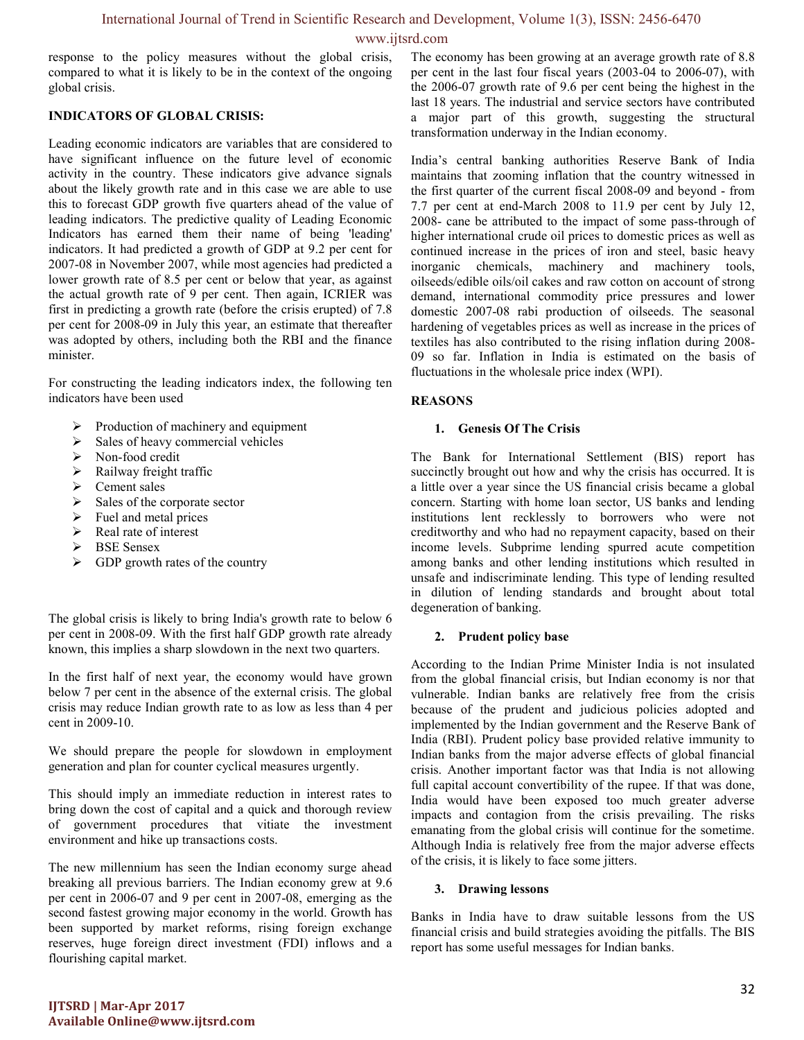response to the policy measures without the global crisis, compared to what it is likely to be in the context of the ongoing global crisis.

**INDICATORS OF GLOBAL CRISIS:**

Leading economic indicators are variables that are considered to have significant influence on the future level of economic activity in the country. These indicators give advance signals about the likely growth rate and in this case we are able to use this to forecast GDP growth five quarters ahead of the value of leading indicators. The predictive quality of Leading Economic Indicators has earned them their name of being 'leading' indicators. It had predicted a growth of GDP at 9.2 per cent for 2007-08 in November 2007, while most agencies had predicted a lower growth rate of 8.5 per cent or below that year, as against the actual growth rate of 9 per cent. Then again, ICRIER was first in predicting a growth rate (before the crisis erupted) of 7.8 per cent for 2008-09 in July this year, an estimate that thereafter was adopted by others, including both the RBI and the finance minister.

For constructing the leading indicators index, the following ten indicators have been used

- Production of machinery and equipment
- Sales of heavy commercial vehicles
- Non-food credit
- Railway freight traffic
- Cement sales
- Sales of the corporate sector
- Fuel and metal prices
- Real rate of interest
- BSE Sensex
- GDP growth rates of the country

The global crisis is likely to bring India's growth rate to below 6 per cent in 2008-09. With the first half GDP growth rate already known, this implies a sharp slowdown in the next two quarters.

In the first half of next year, the economy would have grown below 7 per cent in the absence of the external crisis. The global crisis may reduce Indian growth rate to as low as less than 4 per cent in 2009-10.

We should prepare the people for slowdown in employment generation and plan for counter cyclical measures urgently.

This should imply an immediate reduction in interest rates to bring down the cost of capital and a quick and thorough review of government procedures that vitiate the investment environment and hike up transactions costs.

The new millennium has seen the Indian economy surge ahead breaking all previous barriers. The Indian economy grew at 9.6 per cent in 2006-07 and 9 per cent in 2007-08, emerging as the second fastest growing major economy in the world. Growth has been supported by market reforms, rising foreign exchange reserves, huge foreign direct investment (FDI) inflows and a flourishing capital market.

The economy has been growing at an average growth rate of 8.8 per cent in the last four fiscal years (2003-04 to 2006-07), with the 2006-07 growth rate of 9.6 per cent being the highest in the last 18 years. The industrial and service sectors have contributed a major part of this growth, suggesting the structural transformation underway in the Indian economy.

India's central banking authorities Reserve Bank of India maintains that zooming inflation that the country witnessed in the first quarter of the current fiscal 2008-09 and beyond - from 7.7 per cent at end-March 2008 to 11.9 per cent by July 12, 2008- cane be attributed to the impact of some pass-through of higher international crude oil prices to domestic prices as well as continued increase in the prices of iron and steel, basic heavy inorganic chemicals, machinery and machinery tools, oilseeds/edible oils/oil cakes and raw cotton on account of strong demand, international commodity price pressures and lower domestic 2007-08 rabi production of oilseeds. The seasonal hardening of vegetables prices as well as increase in the prices of textiles has also contributed to the rising inflation during 2008-09 so far. Inflation in India is estimated on the basis of fluctuations in the wholesale price index (WPI).

**REASONS**

**1. Genesis Of The Crisis**

The Bank for International Settlement (BIS) report has succinctly brought out how and why the crisis has occurred. It is a little over a year since the US financial crisis became a global concern. Starting with home loan sector, US banks and lending institutions lent recklessly to borrowers who were not creditworthy and who had no repayment capacity, based on their income levels. Subprime lending spurred acute competition among banks and other lending institutions which resulted in unsafe and indiscriminate lending. This type of lending resulted in dilution of lending standards and brought about total degeneration of banking.

**2. Prudent policy base**

According to the Indian Prime Minister India is not insulated from the global financial crisis, but Indian economy is nor that vulnerable. Indian banks are relatively free from the crisis because of the prudent and judicious policies adopted and implemented by the Indian government and the Reserve Bank of India (RBI). Prudent policy base provided relative immunity to Indian banks from the major adverse effects of global financial crisis. Another important factor was that India is not allowing full capital account convertibility of the rupee. If that was done, India would have been exposed too much greater adverse impacts and contagion from the crisis prevailing. The risks emanating from the global crisis will continue for the sometime. Although India is relatively free from the major adverse effects of the crisis, it is likely to face some jitters.

**3. Drawing lessons**

Banks in India have to draw suitable lessons from the US financial crisis and build strategies avoiding the pitfalls. The BIS report has some useful messages for Indian banks.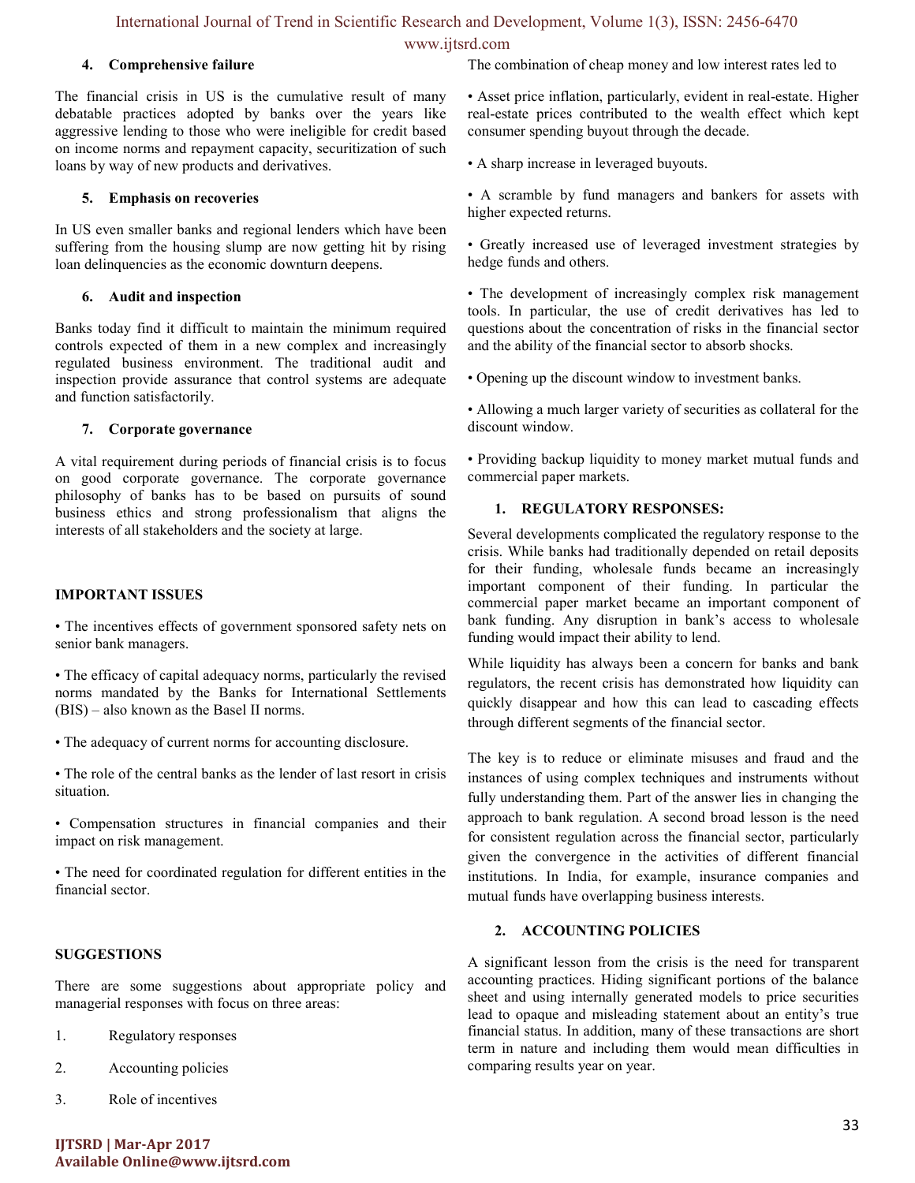### 4. Comprehensive failure

The financial crisis in US is the cumulative result of many debatable practices adopted by banks over the years like aggressive lending to those who were ineligible for credit based on income norms and repayment capacity, securitization of such loans by way of new products and derivatives.

### 5. Emphasis on recoveries

In US even smaller banks and regional lenders which have been suffering from the housing slump are now getting hit by rising loan delinquencies as the economic downturn deepens.

### 6. Audit and inspection

Banks today find it difficult to maintain the minimum required controls expected of them in a new complex and increasingly regulated business environment. The traditional audit and inspection provide assurance that control systems are adequate and function satisfactorily.

### 7. Corporate governance

A vital requirement during periods of financial crisis is to focus on good corporate governance. The corporate governance philosophy of banks has to be based on pursuits of sound business ethics and strong professionalism that aligns the interests of all stakeholders and the society at large.

## IMPORTANT ISSUES

- The incentives effects of government sponsored safety nets on senior bank managers.
- The efficacy of capital adequacy norms, particularly the revised norms mandated by the Banks for International Settlements (BIS) – also known as the Basel II norms.
- The adequacy of current norms for accounting disclosure.
- The role of the central banks as the lender of last resort in crisis situation.
- Compensation structures in financial companies and their impact on risk management.
- The need for coordinated regulation for different entities in the financial sector.

## SUGGESTIONS

There are some suggestions about appropriate policy and managerial responses with focus on three areas:

1. Regulatory responses
2. Accounting policies
3. Role of incentives

The combination of cheap money and low interest rates led to

- Asset price inflation, particularly, evident in real-estate. Higher real-estate prices contributed to the wealth effect which kept consumer spending buyout through the decade.
- A sharp increase in leveraged buyouts.
- A scramble by fund managers and bankers for assets with higher expected returns.
- Greatly increased use of leveraged investment strategies by hedge funds and others.
- The development of increasingly complex risk management tools. In particular, the use of credit derivatives has led to questions about the concentration of risks in the financial sector and the ability of the financial sector to absorb shocks.
- Opening up the discount window to investment banks.
- Allowing a much larger variety of securities as collateral for the discount window.
- Providing backup liquidity to money market mutual funds and commercial paper markets.

### 1. REGULATORY RESPONSES:

Several developments complicated the regulatory response to the crisis. While banks had traditionally depended on retail deposits for their funding, wholesale funds became an increasingly important component of their funding. In particular the commercial paper market became an important component of bank funding. Any disruption in bank's access to wholesale funding would impact their ability to lend.

While liquidity has always been a concern for banks and bank regulators, the recent crisis has demonstrated how liquidity can quickly disappear and how this can lead to cascading effects through different segments of the financial sector.

The key is to reduce or eliminate misuses and fraud and the instances of using complex techniques and instruments without fully understanding them. Part of the answer lies in changing the approach to bank regulation. A second broad lesson is the need for consistent regulation across the financial sector, particularly given the convergence in the activities of different financial institutions. In India, for example, insurance companies and mutual funds have overlapping business interests.

### 2. ACCOUNTING POLICIES

A significant lesson from the crisis is the need for transparent accounting practices. Hiding significant portions of the balance sheet and using internally generated models to price securities lead to opaque and misleading statement about an entity's true financial status. In addition, many of these transactions are short term in nature and including them would mean difficulties in comparing results year on year.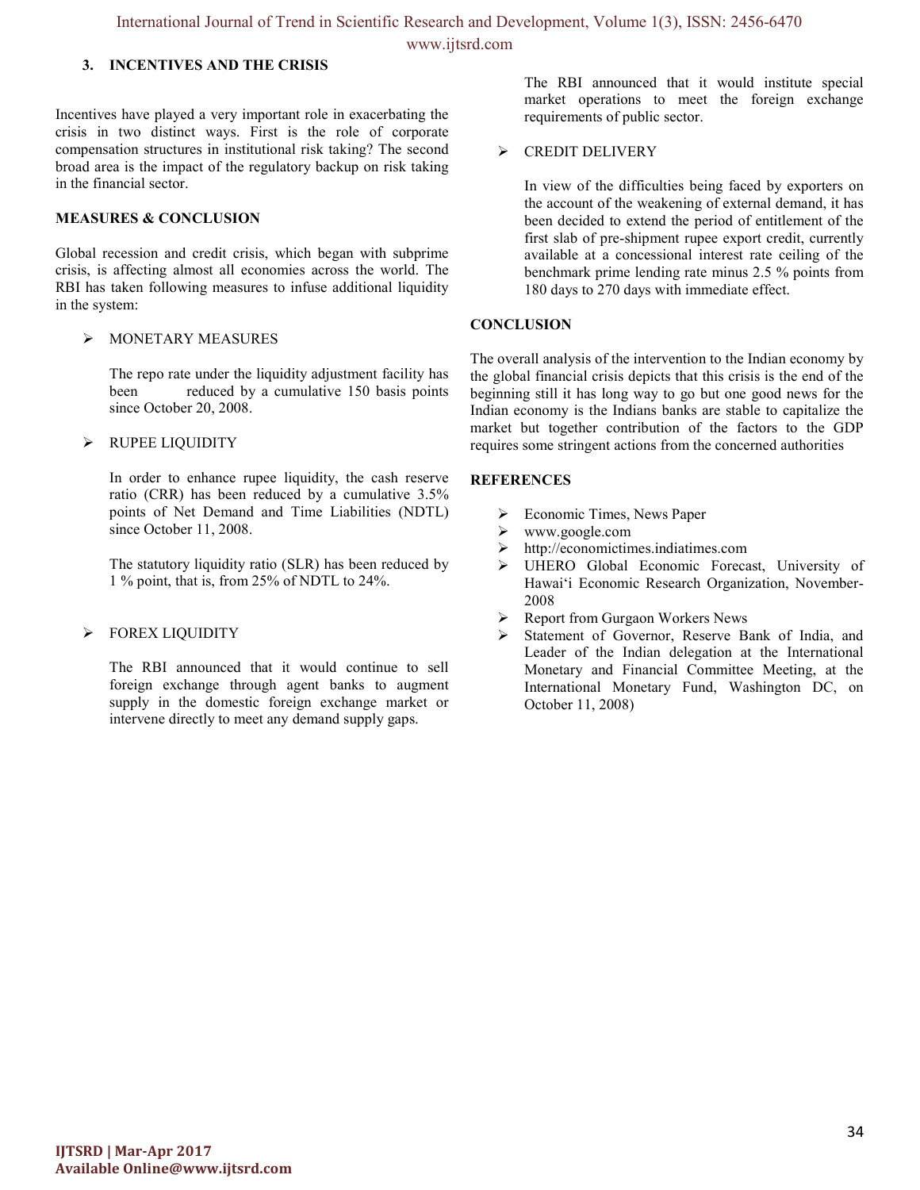### 3. INCENTIVES AND THE CRISIS

Incentives have played a very important role in exacerbating the crisis in two distinct ways. First is the role of corporate compensation structures in institutional risk taking? The second broad area is the impact of the regulatory backup on risk taking in the financial sector.

**MEASURES & CONCLUSION**

Global recession and credit crisis, which began with subprime crisis, is affecting almost all economies across the world. The RBI has taken following measures to infuse additional liquidity in the system:

- MONETARY MEASURES

  The repo rate under the liquidity adjustment facility has been reduced by a cumulative 150 basis points since October 20, 2008.

- RUPEE LIQUIDITY

  In order to enhance rupee liquidity, the cash reserve ratio (CRR) has been reduced by a cumulative 3.5% points of Net Demand and Time Liabilities (NDTL) since October 11, 2008.

  The statutory liquidity ratio (SLR) has been reduced by 1 % point, that is, from 25% of NDTL to 24%.

- FOREX LIQUIDITY

  The RBI announced that it would continue to sell foreign exchange through agent banks to augment supply in the domestic foreign exchange market or intervene directly to meet any demand supply gaps.

  The RBI announced that it would institute special market operations to meet the foreign exchange requirements of public sector.

- CREDIT DELIVERY

  In view of the difficulties being faced by exporters on the account of the weakening of external demand, it has been decided to extend the period of entitlement of the first slab of pre-shipment rupee export credit, currently available at a concessional interest rate ceiling of the benchmark prime lending rate minus 2.5 % points from 180 days to 270 days with immediate effect.

**CONCLUSION**

The overall analysis of the intervention to the Indian economy by the global financial crisis depicts that this crisis is the end of the beginning still it has long way to go but one good news for the Indian economy is the Indians banks are stable to capitalize the market but together contribution of the factors to the GDP requires some stringent actions from the concerned authorities

**REFERENCES**

- Economic Times, News Paper
- www.google.com
- http://economictimes.indiatimes.com
- UHERO Global Economic Forecast, University of Hawai'i Economic Research Organization, November-2008
- Report from Gurgaon Workers News
- Statement of Governor, Reserve Bank of India, and Leader of the Indian delegation at the International Monetary and Financial Committee Meeting, at the International Monetary Fund, Washington DC, on October 11, 2008)